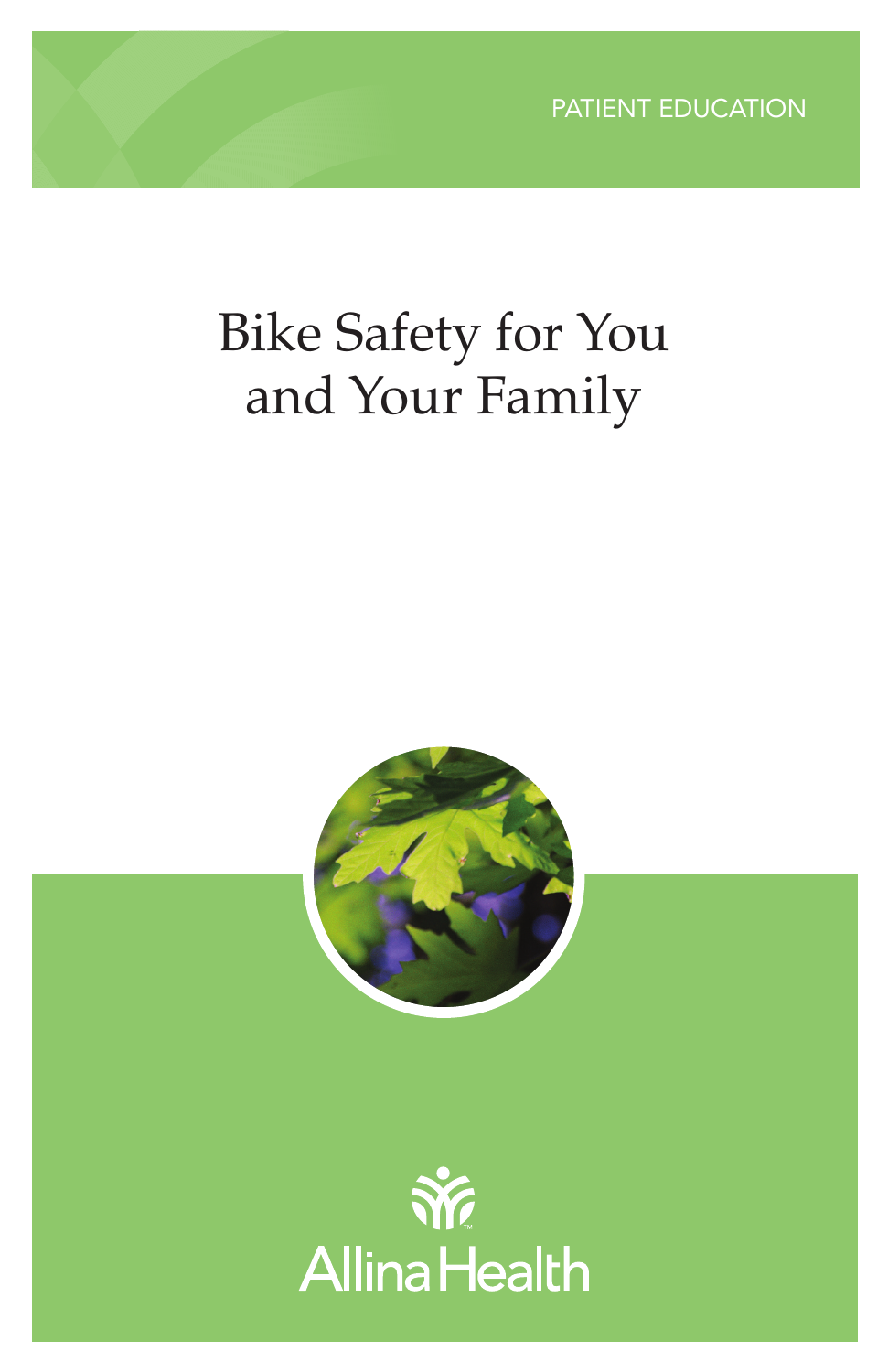PATIENT EDUCATION

# Bike Safety for You and Your Family

Allina Health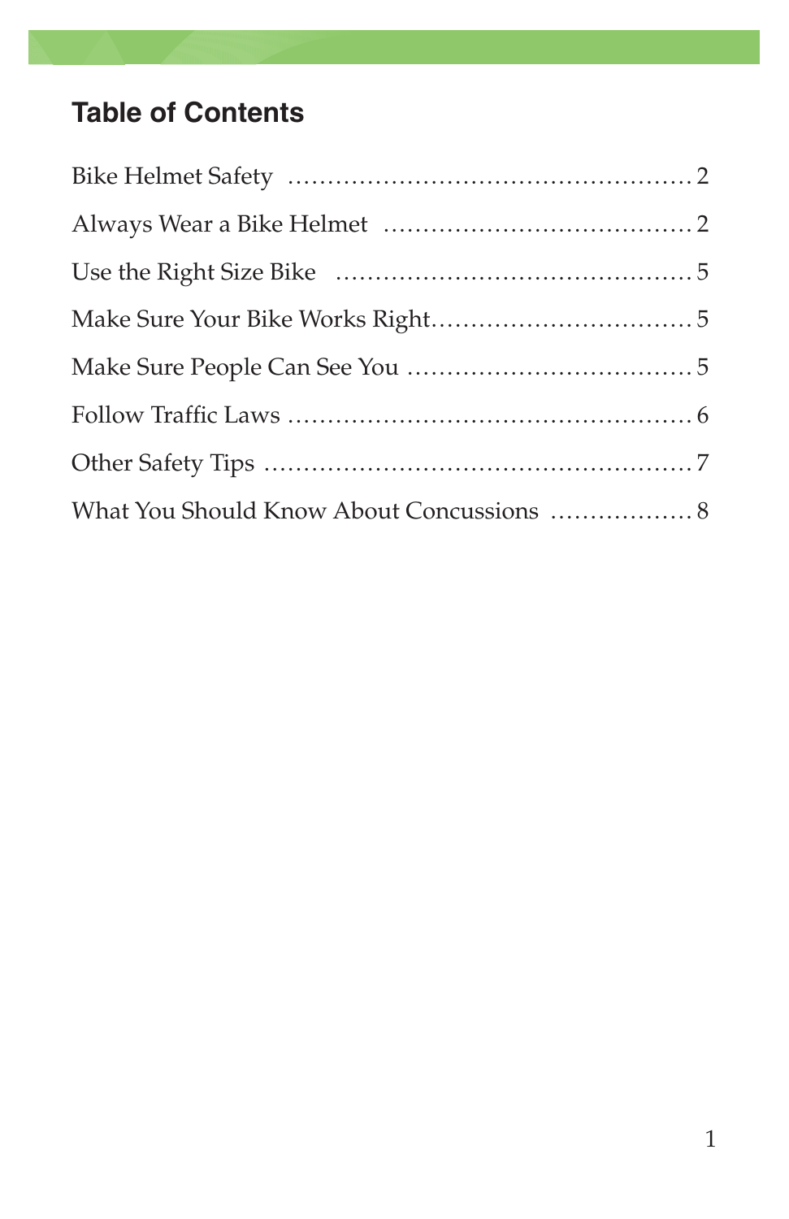## Table of Contents

| | |
|---|---|
| Bike Helmet Safety | 2 |
| Always Wear a Bike Helmet | 2 |
| Use the Right Size Bike | 5 |
| Make Sure Your Bike Works Right | 5 |
| Make Sure People Can See You | 5 |
| Follow Traffic Laws | 6 |
| Other Safety Tips | 7 |
| What You Should Know About Concussions | 8 |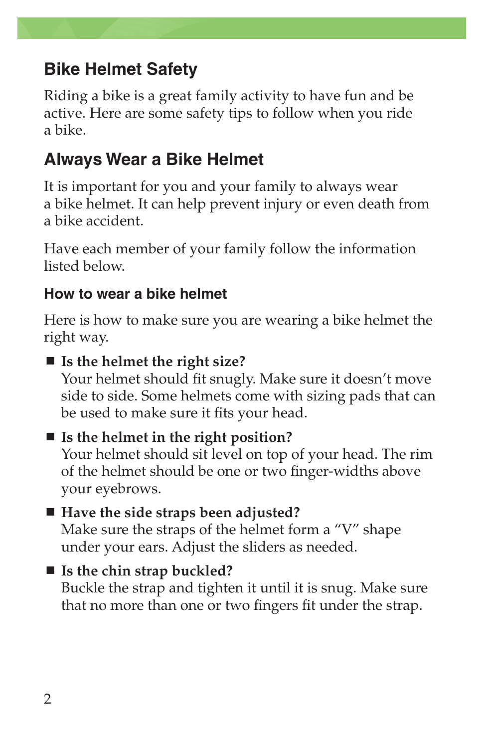## Bike Helmet Safety

Riding a bike is a great family activity to have fun and be active. Here are some safety tips to follow when you ride a bike.

## Always Wear a Bike Helmet

It is important for you and your family to always wear a bike helmet. It can help prevent injury or even death from a bike accident.

Have each member of your family follow the information listed below.

### How to wear a bike helmet

Here is how to make sure you are wearing a bike helmet the right way.

- **Is the helmet the right size?**
  Your helmet should fit snugly. Make sure it doesn't move side to side. Some helmets come with sizing pads that can be used to make sure it fits your head.
- **Is the helmet in the right position?**
  Your helmet should sit level on top of your head. The rim of the helmet should be one or two finger-widths above your eyebrows.
- **Have the side straps been adjusted?**
  Make sure the straps of the helmet form a "V" shape under your ears. Adjust the sliders as needed.
- **Is the chin strap buckled?**
  Buckle the strap and tighten it until it is snug. Make sure that no more than one or two fingers fit under the strap.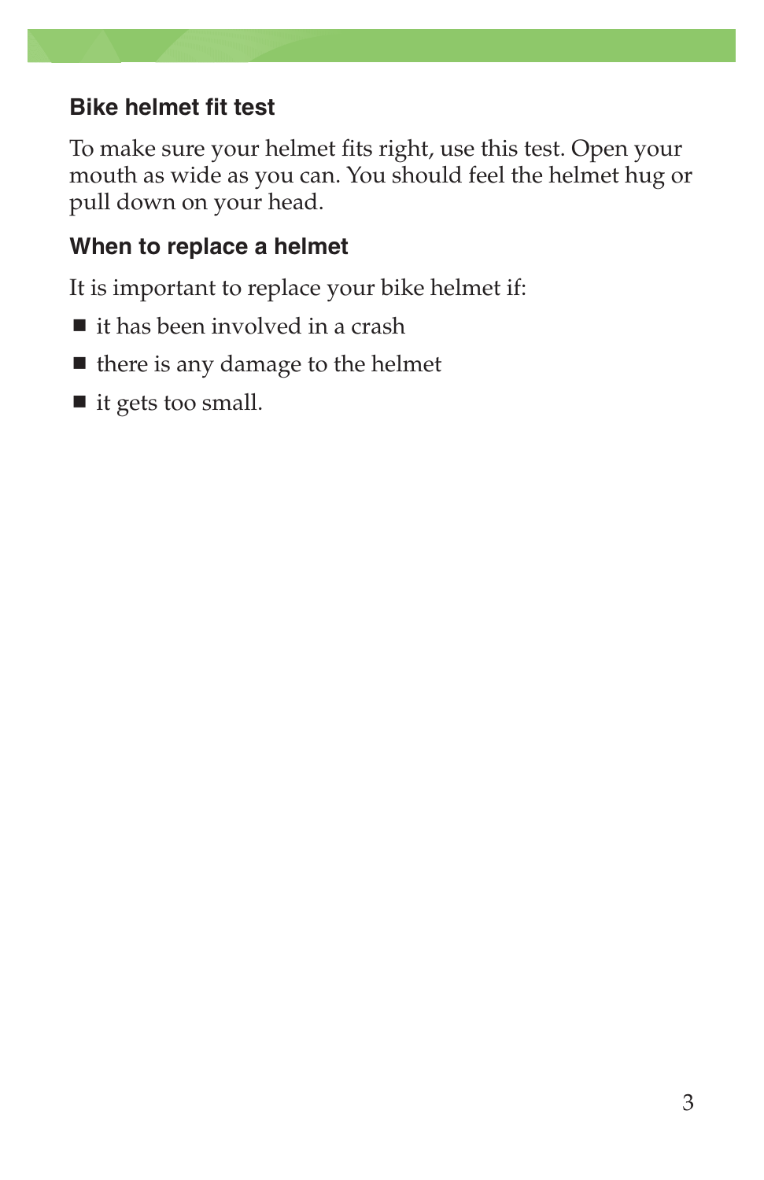### Bike helmet fit test

To make sure your helmet fits right, use this test. Open your mouth as wide as you can. You should feel the helmet hug or pull down on your head.

### When to replace a helmet

It is important to replace your bike helmet if:

- it has been involved in a crash
- there is any damage to the helmet
- it gets too small.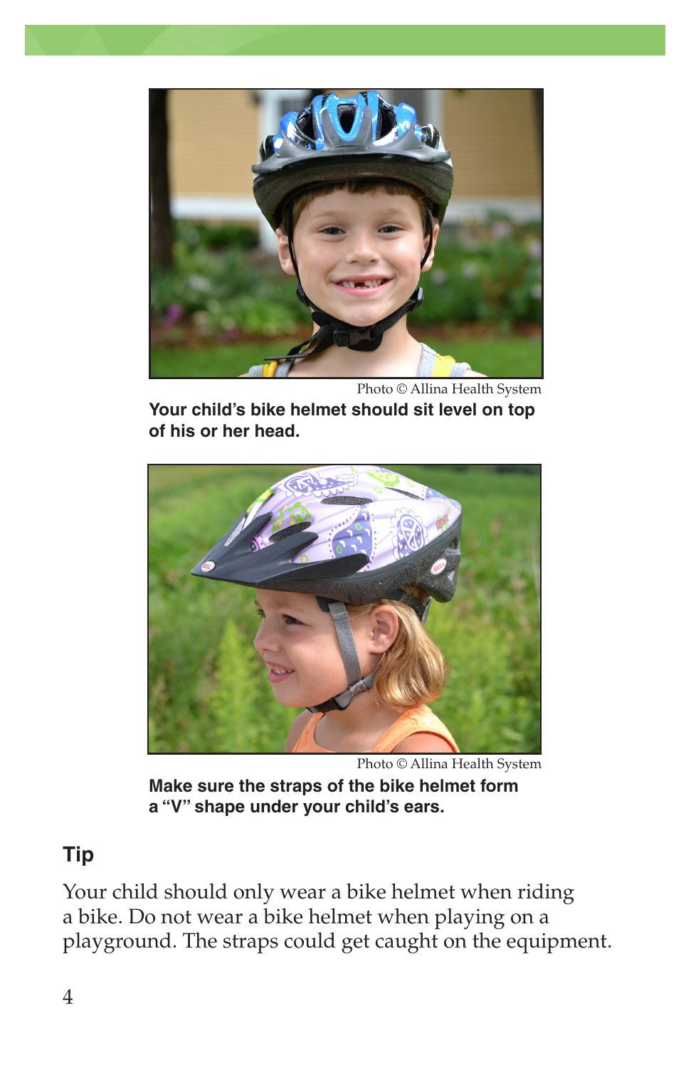Photo © Allina Health System

**Your child's bike helmet should sit level on top of his or her head.**

Photo © Allina Health System

**Make sure the straps of the bike helmet form a "V" shape under your child's ears.**

## Tip

Your child should only wear a bike helmet when riding a bike. Do not wear a bike helmet when playing on a playground. The straps could get caught on the equipment.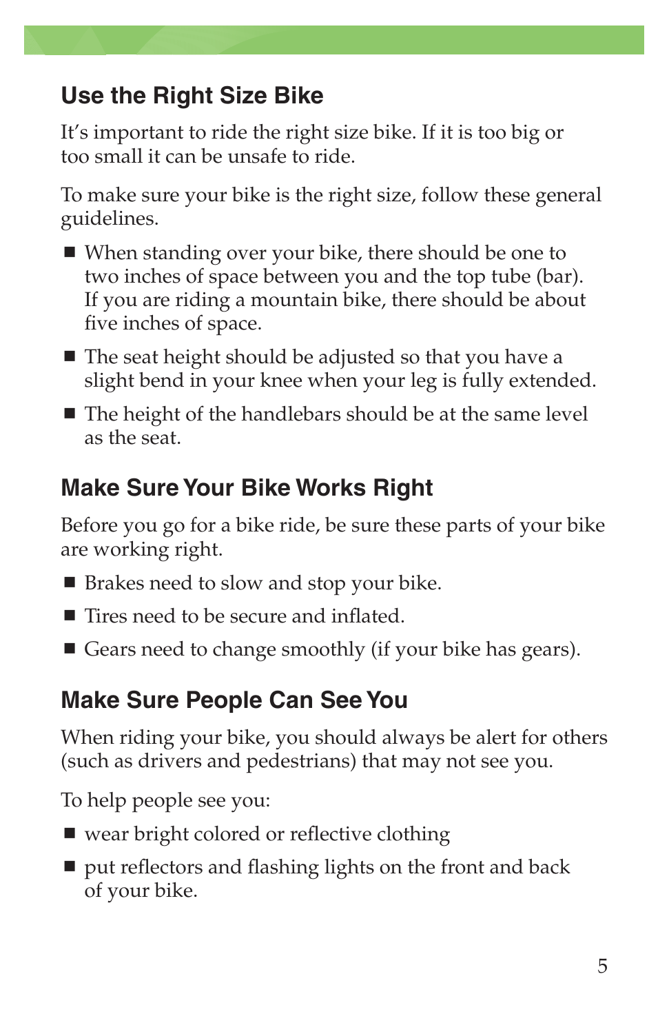## Use the Right Size Bike

It's important to ride the right size bike. If it is too big or too small it can be unsafe to ride.

To make sure your bike is the right size, follow these general guidelines.

- When standing over your bike, there should be one to two inches of space between you and the top tube (bar). If you are riding a mountain bike, there should be about five inches of space.
- The seat height should be adjusted so that you have a slight bend in your knee when your leg is fully extended.
- The height of the handlebars should be at the same level as the seat.

## Make Sure Your Bike Works Right

Before you go for a bike ride, be sure these parts of your bike are working right.

- Brakes need to slow and stop your bike.
- Tires need to be secure and inflated.
- Gears need to change smoothly (if your bike has gears).

## Make Sure People Can See You

When riding your bike, you should always be alert for others (such as drivers and pedestrians) that may not see you.

To help people see you:

- wear bright colored or reflective clothing
- put reflectors and flashing lights on the front and back of your bike.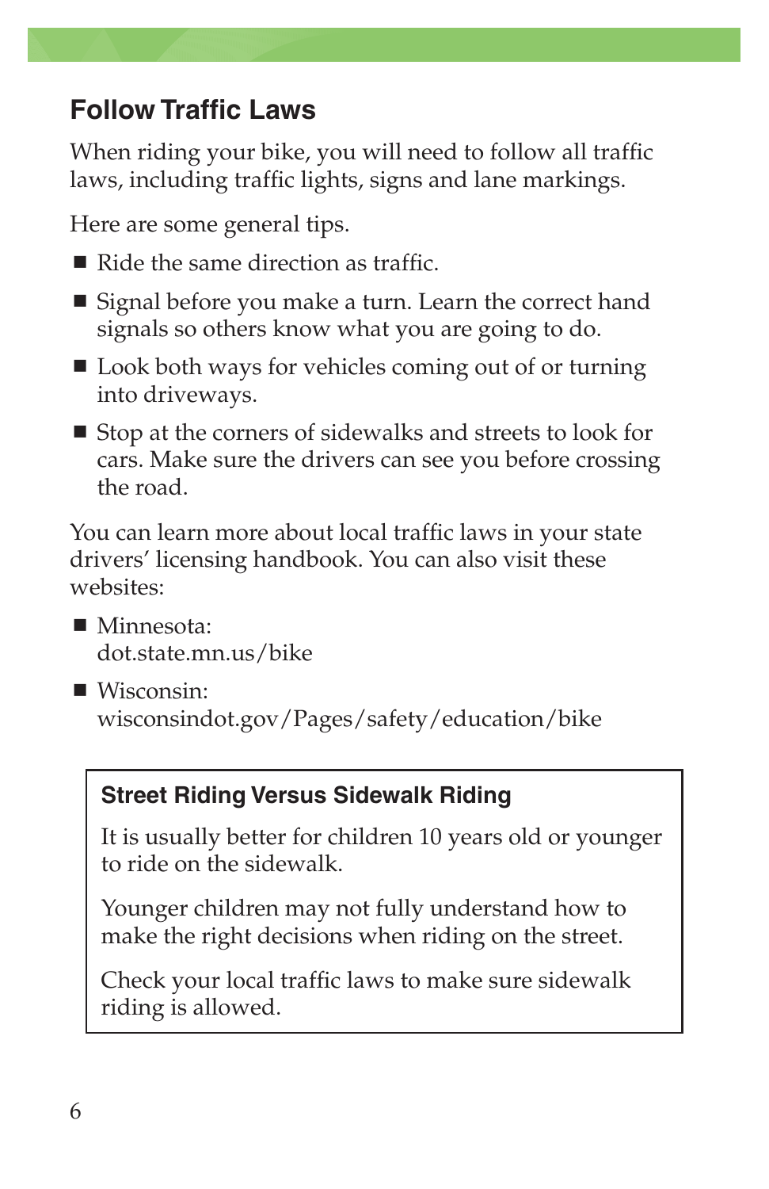## Follow Traffic Laws

When riding your bike, you will need to follow all traffic laws, including traffic lights, signs and lane markings.

Here are some general tips.

- Ride the same direction as traffic.
- Signal before you make a turn. Learn the correct hand signals so others know what you are going to do.
- Look both ways for vehicles coming out of or turning into driveways.
- Stop at the corners of sidewalks and streets to look for cars. Make sure the drivers can see you before crossing the road.

You can learn more about local traffic laws in your state drivers' licensing handbook. You can also visit these websites:

- Minnesota:
  dot.state.mn.us/bike
- Wisconsin:
  wisconsindot.gov/Pages/safety/education/bike

### Street Riding Versus Sidewalk Riding

It is usually better for children 10 years old or younger to ride on the sidewalk.

Younger children may not fully understand how to make the right decisions when riding on the street.

Check your local traffic laws to make sure sidewalk riding is allowed.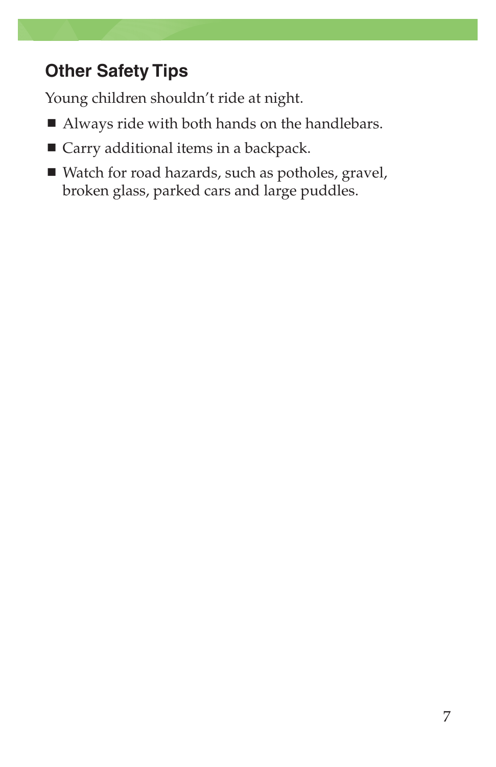## Other Safety Tips

Young children shouldn't ride at night.

- Always ride with both hands on the handlebars.
- Carry additional items in a backpack.
- Watch for road hazards, such as potholes, gravel, broken glass, parked cars and large puddles.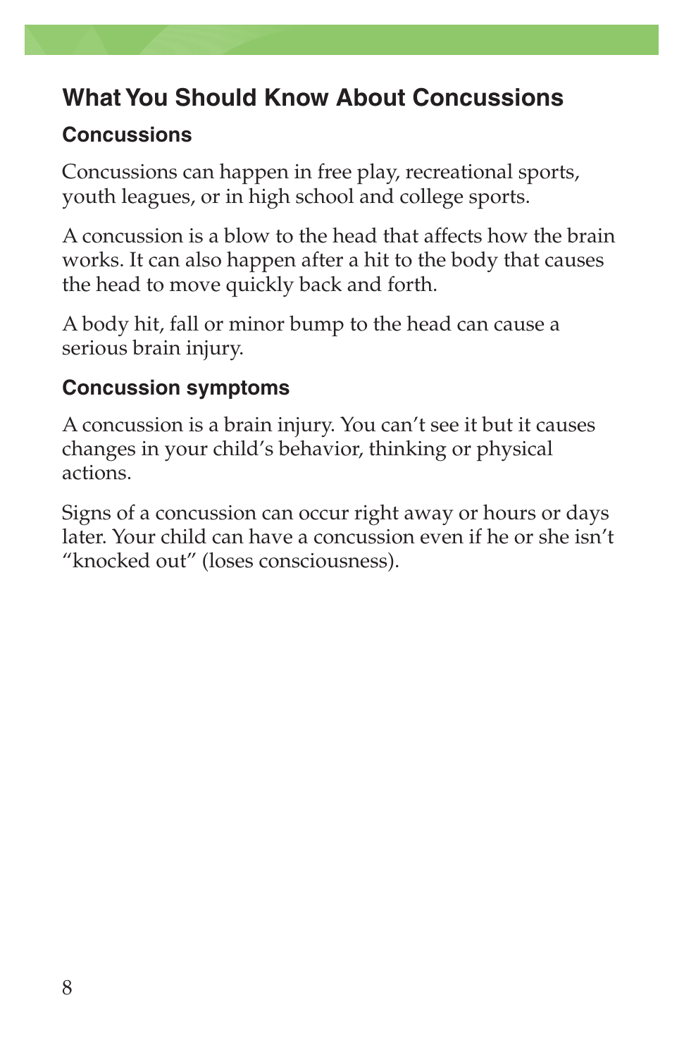## What You Should Know About Concussions

### Concussions

Concussions can happen in free play, recreational sports, youth leagues, or in high school and college sports.

A concussion is a blow to the head that affects how the brain works. It can also happen after a hit to the body that causes the head to move quickly back and forth.

A body hit, fall or minor bump to the head can cause a serious brain injury.

### Concussion symptoms

A concussion is a brain injury. You can't see it but it causes changes in your child's behavior, thinking or physical actions.

Signs of a concussion can occur right away or hours or days later. Your child can have a concussion even if he or she isn't "knocked out" (loses consciousness).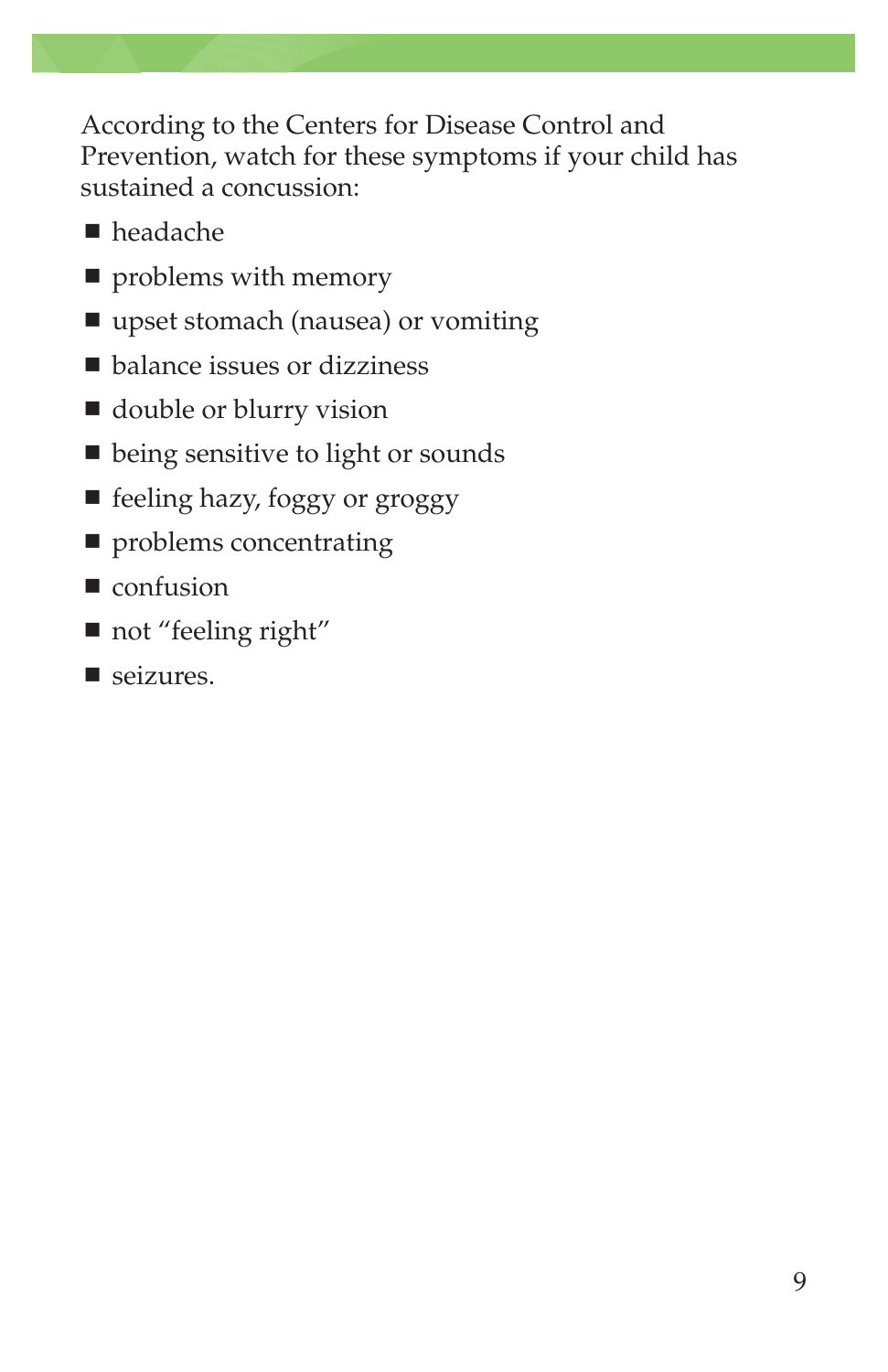According to the Centers for Disease Control and Prevention, watch for these symptoms if your child has sustained a concussion:

- headache
- problems with memory
- upset stomach (nausea) or vomiting
- balance issues or dizziness
- double or blurry vision
- being sensitive to light or sounds
- feeling hazy, foggy or groggy
- problems concentrating
- confusion
- not “feeling right”
- seizures.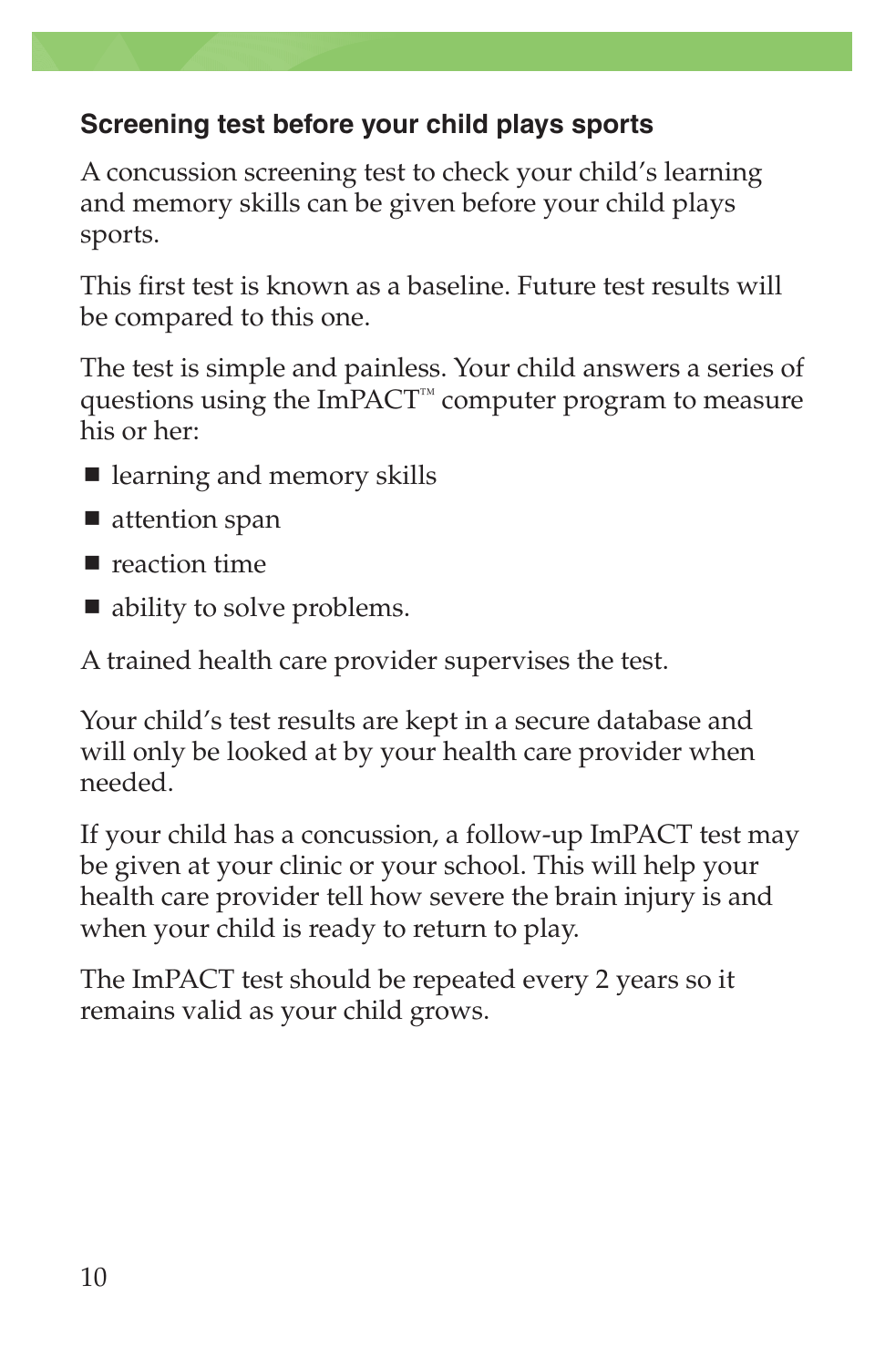## Screening test before your child plays sports

A concussion screening test to check your child's learning and memory skills can be given before your child plays sports.

This first test is known as a baseline. Future test results will be compared to this one.

The test is simple and painless. Your child answers a series of questions using the ImPACT™ computer program to measure his or her:

- learning and memory skills
- attention span
- reaction time
- ability to solve problems.

A trained health care provider supervises the test.

Your child's test results are kept in a secure database and will only be looked at by your health care provider when needed.

If your child has a concussion, a follow-up ImPACT test may be given at your clinic or your school. This will help your health care provider tell how severe the brain injury is and when your child is ready to return to play.

The ImPACT test should be repeated every 2 years so it remains valid as your child grows.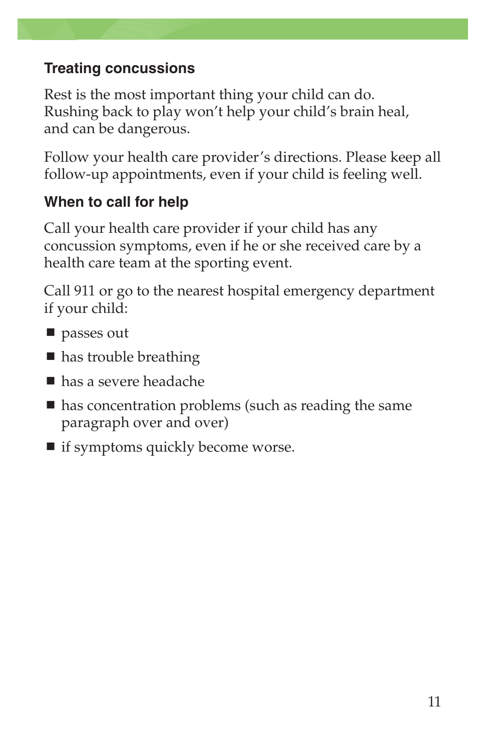## Treating concussions

Rest is the most important thing your child can do. Rushing back to play won't help your child's brain heal, and can be dangerous.

Follow your health care provider's directions. Please keep all follow-up appointments, even if your child is feeling well.

## When to call for help

Call your health care provider if your child has any concussion symptoms, even if he or she received care by a health care team at the sporting event.

Call 911 or go to the nearest hospital emergency department if your child:

- passes out
- has trouble breathing
- has a severe headache
- has concentration problems (such as reading the same paragraph over and over)
- if symptoms quickly become worse.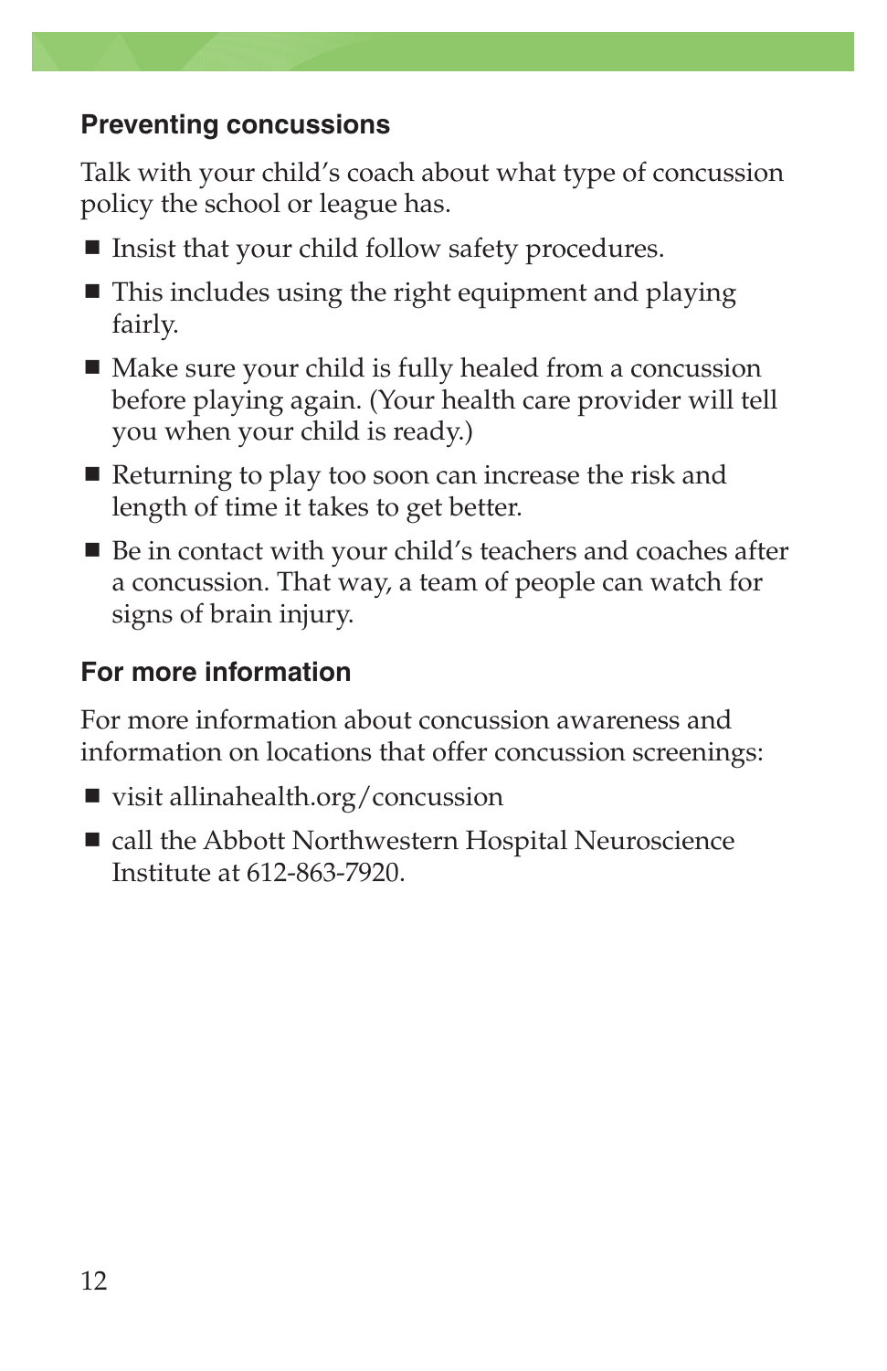### Preventing concussions

Talk with your child's coach about what type of concussion policy the school or league has.

- Insist that your child follow safety procedures.
- This includes using the right equipment and playing fairly.
- Make sure your child is fully healed from a concussion before playing again. (Your health care provider will tell you when your child is ready.)
- Returning to play too soon can increase the risk and length of time it takes to get better.
- Be in contact with your child's teachers and coaches after a concussion. That way, a team of people can watch for signs of brain injury.

### For more information

For more information about concussion awareness and information on locations that offer concussion screenings:

- visit allinahealth.org/concussion
- call the Abbott Northwestern Hospital Neuroscience Institute at 612-863-7920.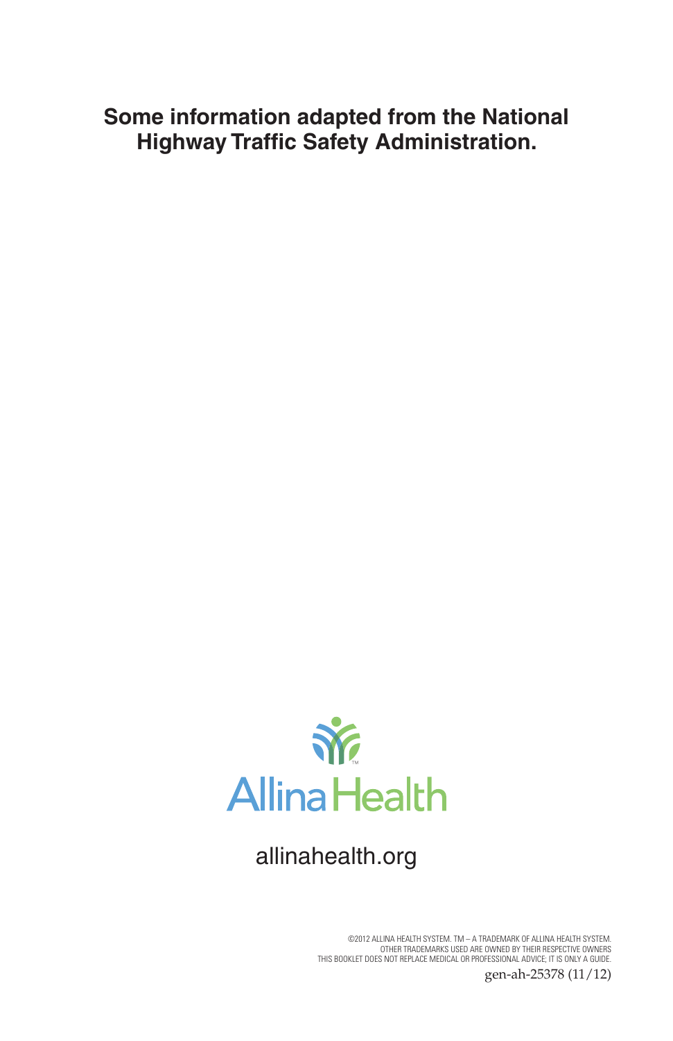**Some information adapted from the National Highway Traffic Safety Administration.**

Allina Health

allinahealth.org

©2012 ALLINA HEALTH SYSTEM. TM – A TRADEMARK OF ALLINA HEALTH SYSTEM.
OTHER TRADEMARKS USED ARE OWNED BY THEIR RESPECTIVE OWNERS
THIS BOOKLET DOES NOT REPLACE MEDICAL OR PROFESSIONAL ADVICE; IT IS ONLY A GUIDE.

gen-ah-25378 (11/12)